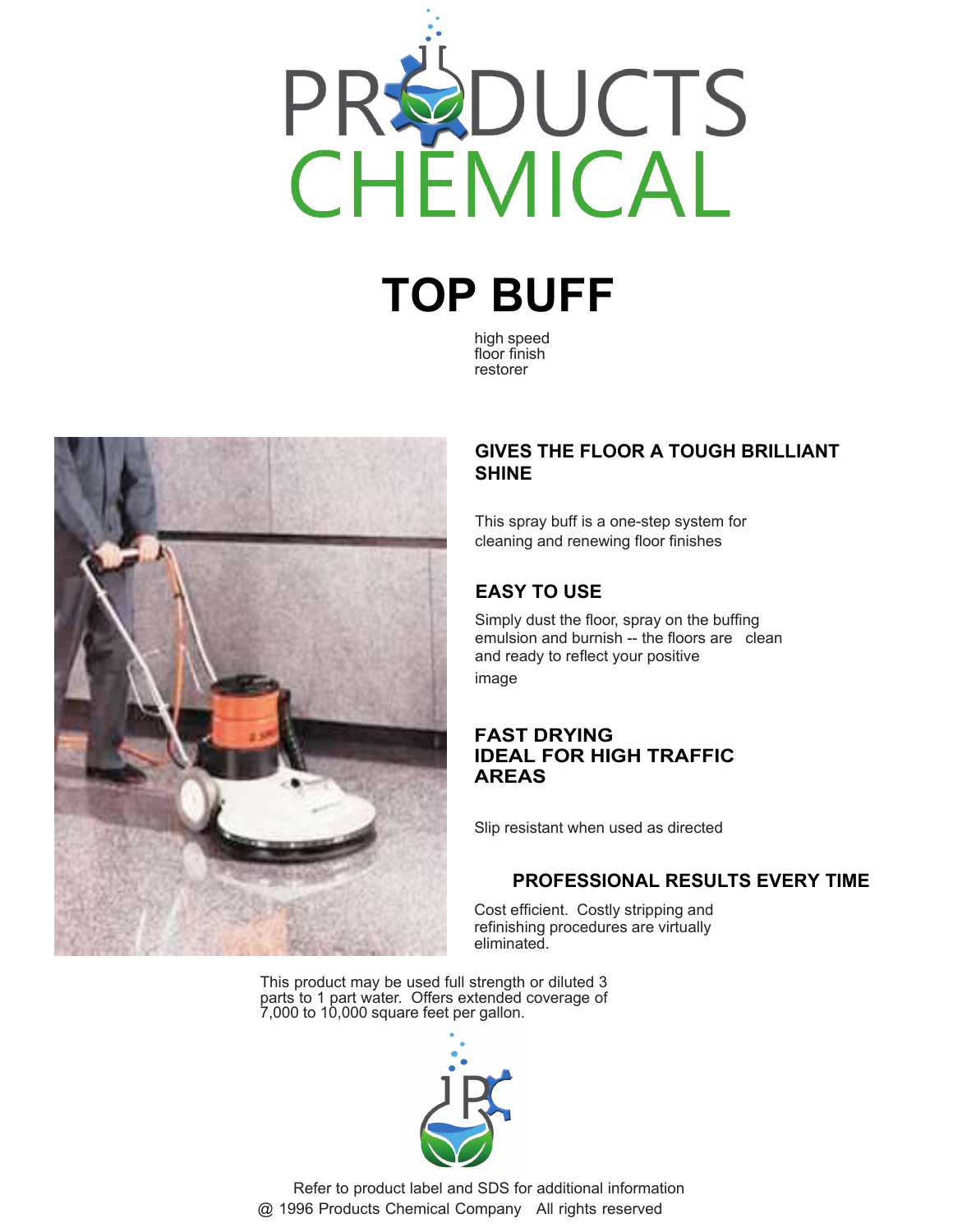# PRODUCTS CHEMICAL

# TOP BUFF

high speed
floor finish
restorer

## GIVES THE FLOOR A TOUGH BRILLIANT SHINE

This spray buff is a one-step system for cleaning and renewing floor finishes

## EASY TO USE

Simply dust the floor, spray on the buffing emulsion and burnish -- the floors are clean and ready to reflect your positive image

## FAST DRYING
## IDEAL FOR HIGH TRAFFIC AREAS

Slip resistant when used as directed

## PROFESSIONAL RESULTS EVERY TIME

Cost efficient. Costly stripping and refinishing procedures are virtually eliminated.

This product may be used full strength or diluted 3 parts to 1 part water. Offers extended coverage of 7,000 to 10,000 square feet per gallon.

Refer to product label and SDS for additional information

@ 1996 Products Chemical Company All rights reserved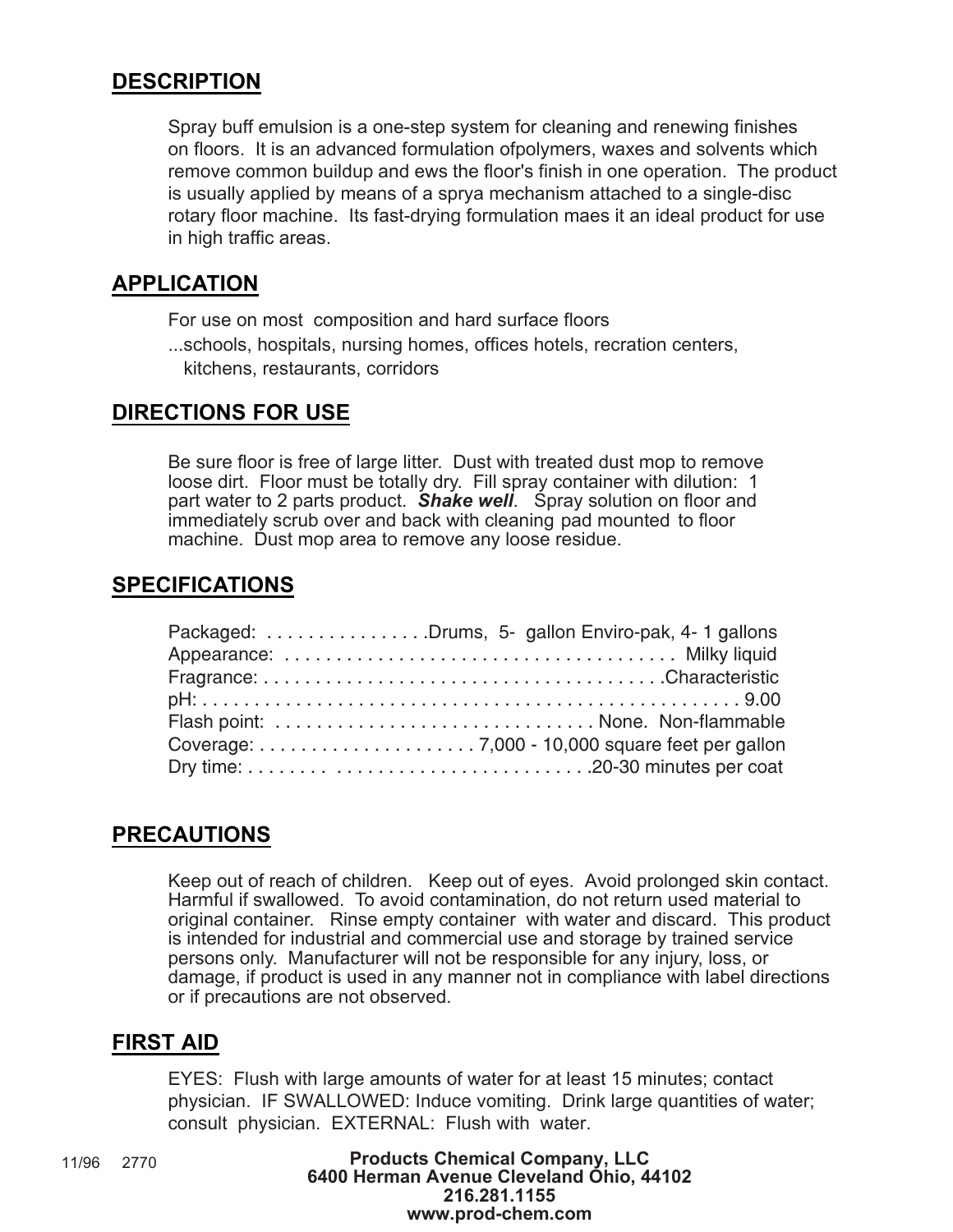## DESCRIPTION

Spray buff emulsion is a one-step system for cleaning and renewing finishes on floors. It is an advanced formulation ofpolymers, waxes and solvents which remove common buildup and ews the floor's finish in one operation. The product is usually applied by means of a sprya mechanism attached to a single-disc rotary floor machine. Its fast-drying formulation maes it an ideal product for use in high traffic areas.

## APPLICATION

For use on most composition and hard surface floors

...schools, hospitals, nursing homes, offices hotels, recration centers, kitchens, restaurants, corridors

## DIRECTIONS FOR USE

Be sure floor is free of large litter. Dust with treated dust mop to remove loose dirt. Floor must be totally dry. Fill spray container with dilution: 1 part water to 2 parts product. ***Shake well***. Spray solution on floor and immediately scrub over and back with cleaning pad mounted to floor machine. Dust mop area to remove any loose residue.

## SPECIFICATIONS

Packaged: . . . . . . . . . . . . . . . .Drums, 5- gallon Enviro-pak, 4- 1 gallons
Appearance: . . . . . . . . . . . . . . . . . . . . . . . . . . . . . . . . . . . . . . Milky liquid
Fragrance: . . . . . . . . . . . . . . . . . . . . . . . . . . . . . . . . . . . . . . .Characteristic
pH: . . . . . . . . . . . . . . . . . . . . . . . . . . . . . . . . . . . . . . . . . . . . . . . . . . . 9.00
Flash point: . . . . . . . . . . . . . . . . . . . . . . . . . . . . . . . None. Non-flammable
Coverage: . . . . . . . . . . . . . . . . . . . . . 7,000 - 10,000 square feet per gallon
Dry time: . . . . . . . . . . . . . . . . . . . . . . . . . . . . . . .20-30 minutes per coat

## PRECAUTIONS

Keep out of reach of children. Keep out of eyes. Avoid prolonged skin contact. Harmful if swallowed. To avoid contamination, do not return used material to original container. Rinse empty container with water and discard. This product is intended for industrial and commercial use and storage by trained service persons only. Manufacturer will not be responsible for any injury, loss, or damage, if product is used in any manner not in compliance with label directions or if precautions are not observed.

## FIRST AID

EYES: Flush with large amounts of water for at least 15 minutes; contact physician. IF SWALLOWED: Induce vomiting. Drink large quantities of water; consult physician. EXTERNAL: Flush with water.

11/96 2770

**Products Chemical Company, LLC**
**6400 Herman Avenue Cleveland Ohio, 44102**
**216.281.1155**
**www.prod-chem.com**